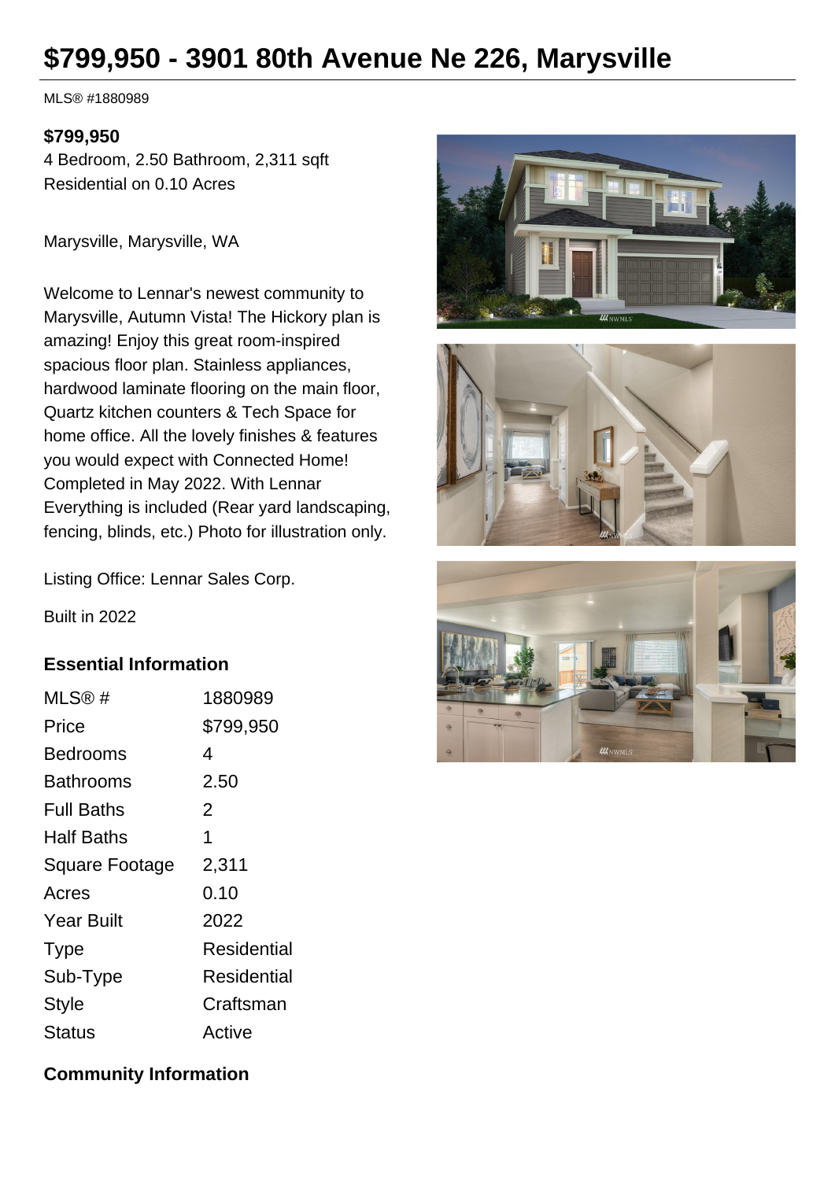# $799,950 - 3901 80th Avenue Ne 226, Marysville

MLS® #1880989

**$799,950**
4 Bedroom, 2.50 Bathroom, 2,311 sqft
Residential on 0.10 Acres

Marysville, Marysville, WA

Welcome to Lennar's newest community to Marysville, Autumn Vista! The Hickory plan is amazing! Enjoy this great room-inspired spacious floor plan. Stainless appliances, hardwood laminate flooring on the main floor, Quartz kitchen counters & Tech Space for home office. All the lovely finishes & features you would expect with Connected Home! Completed in May 2022. With Lennar Everything is included (Rear yard landscaping, fencing, blinds, etc.) Photo for illustration only.

Listing Office: Lennar Sales Corp.

Built in 2022

### Essential Information

| | |
|---|---|
| MLS® # | 1880989 |
| Price | $799,950 |
| Bedrooms | 4 |
| Bathrooms | 2.50 |
| Full Baths | 2 |
| Half Baths | 1 |
| Square Footage | 2,311 |
| Acres | 0.10 |
| Year Built | 2022 |
| Type | Residential |
| Sub-Type | Residential |
| Style | Craftsman |
| Status | Active |

### Community Information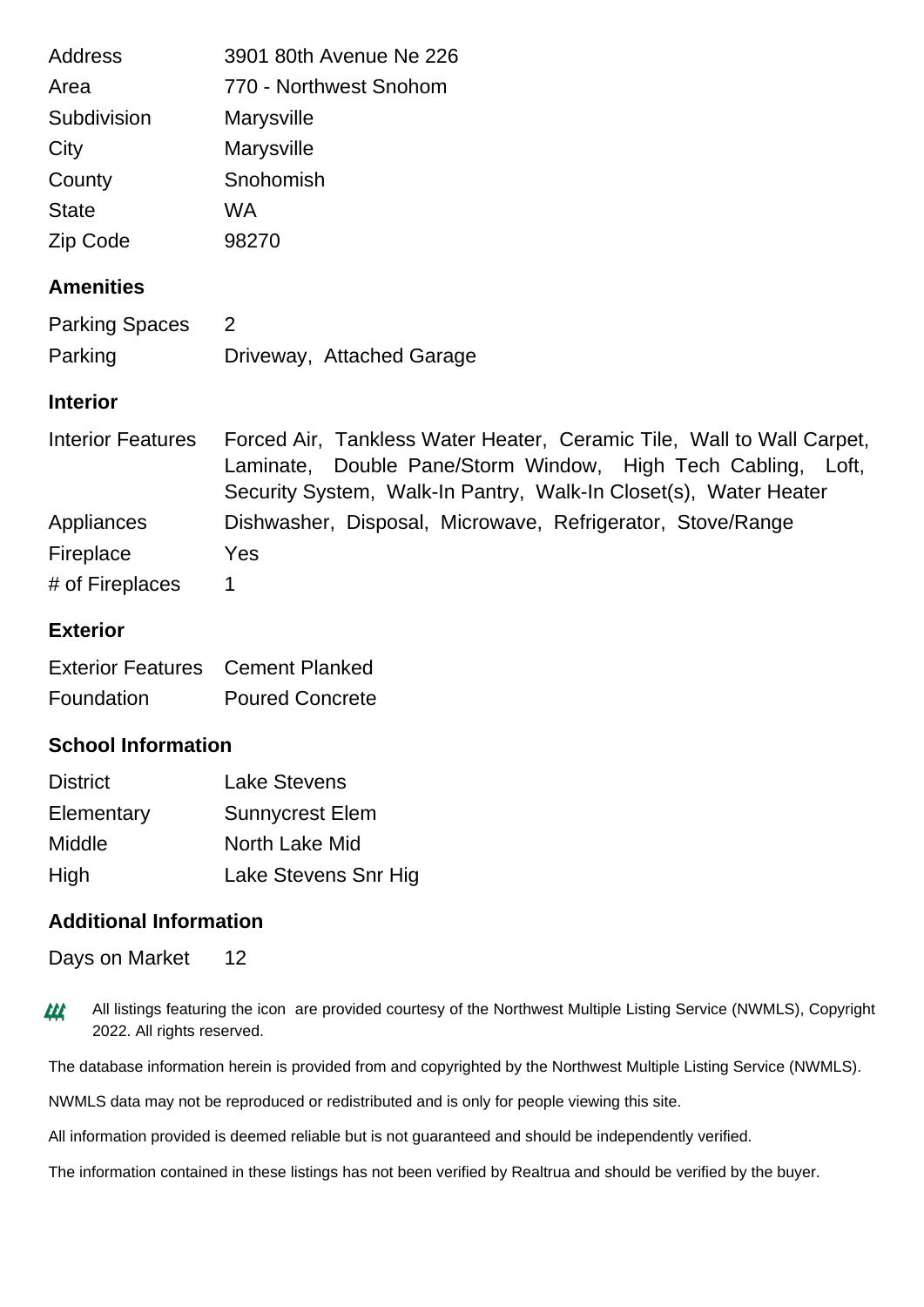| | |
|---|---|
| Address | 3901 80th Avenue Ne 226 |
| Area | 770 - Northwest Snohom |
| Subdivision | Marysville |
| City | Marysville |
| County | Snohomish |
| State | WA |
| Zip Code | 98270 |

### Amenities

| | |
|---|---|
| Parking Spaces | 2 |
| Parking | Driveway, Attached Garage |

### Interior

| | |
|---|---|
| Interior Features | Forced Air, Tankless Water Heater, Ceramic Tile, Wall to Wall Carpet, Laminate, Double Pane/Storm Window, High Tech Cabling, Loft, Security System, Walk-In Pantry, Walk-In Closet(s), Water Heater |
| Appliances | Dishwasher, Disposal, Microwave, Refrigerator, Stove/Range |
| Fireplace | Yes |
| # of Fireplaces | 1 |

### Exterior

| | |
|---|---|
| Exterior Features | Cement Planked |
| Foundation | Poured Concrete |

### School Information

| | |
|---|---|
| District | Lake Stevens |
| Elementary | Sunnycrest Elem |
| Middle | North Lake Mid |
| High | Lake Stevens Snr Hig |

### Additional Information

| | |
|---|---|
| Days on Market | 12 |

All listings featuring the icon are provided courtesy of the Northwest Multiple Listing Service (NWMLS), Copyright 2022. All rights reserved.

The database information herein is provided from and copyrighted by the Northwest Multiple Listing Service (NWMLS).

NWMLS data may not be reproduced or redistributed and is only for people viewing this site.

All information provided is deemed reliable but is not guaranteed and should be independently verified.

The information contained in these listings has not been verified by Realtrua and should be verified by the buyer.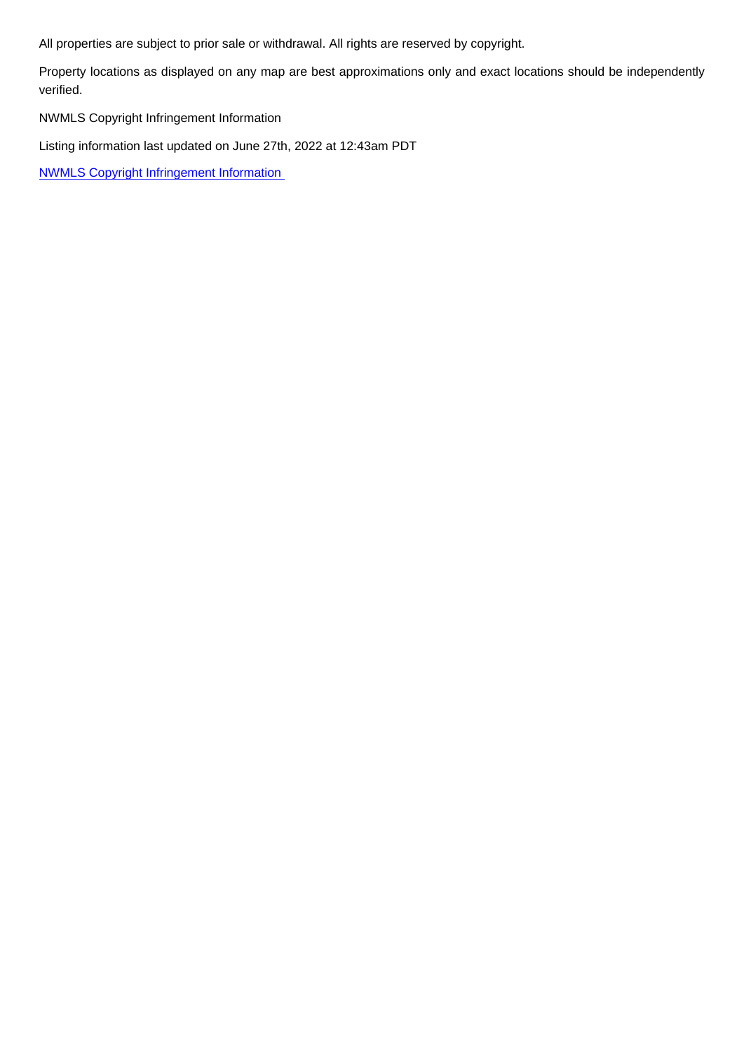All properties are subject to prior sale or withdrawal. All rights are reserved by copyright.

Property locations as displayed on any map are best approximations only and exact locations should be independently verified.

NWMLS Copyright Infringement Information

Listing information last updated on June 27th, 2022 at 12:43am PDT

NWMLS Copyright Infringement Information